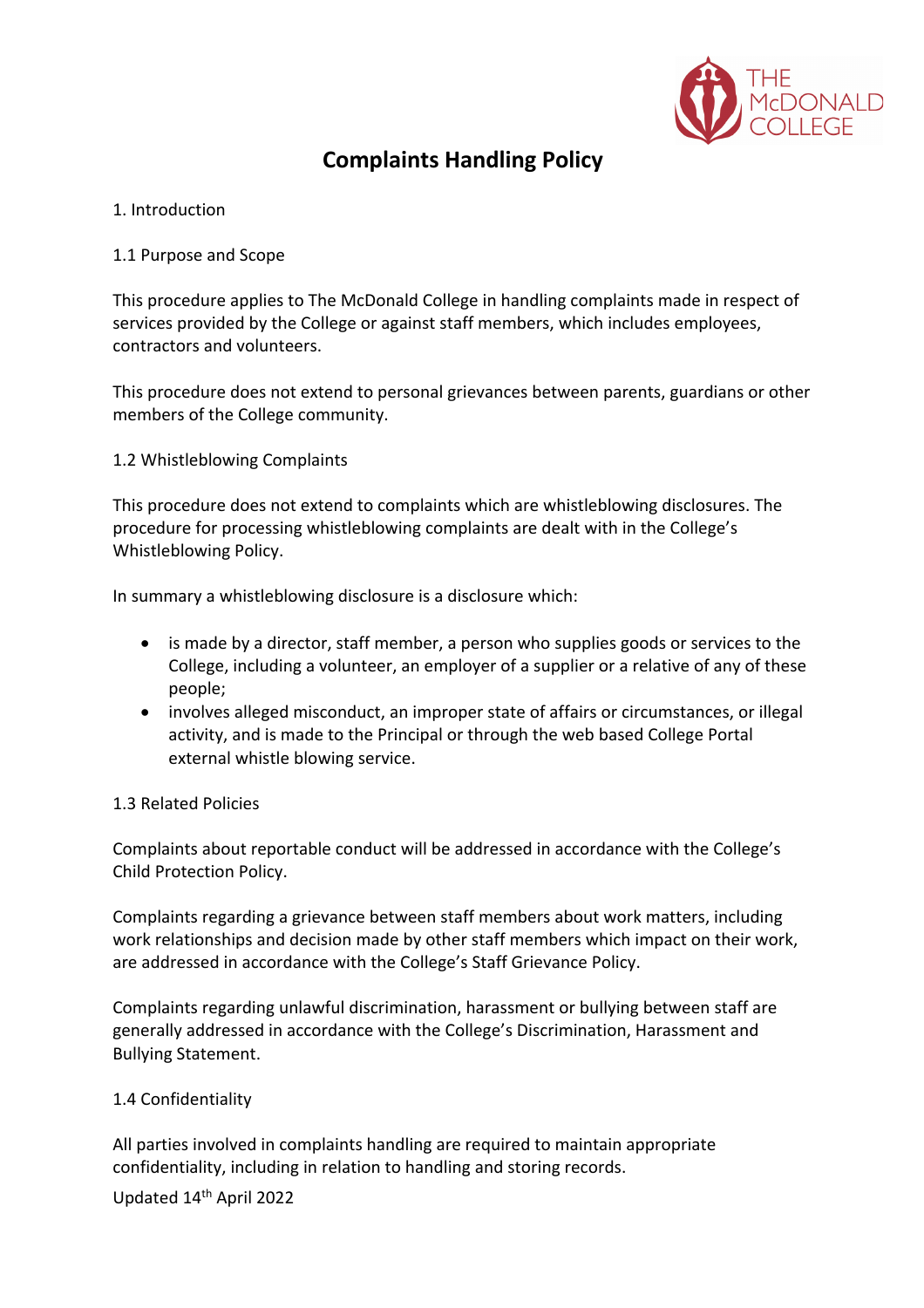# Complaints Handling Policy

1. Introduction

1.1 Purpose and Scope

This procedure applies to The McDonald College in handling complaints made in respect of services provided by the College or against staff members, which includes employees, contractors and volunteers.

This procedure does not extend to personal grievances between parents, guardians or other members of the College community.

1.2 Whistleblowing Complaints

This procedure does not extend to complaints which are whistleblowing disclosures. The procedure for processing whistleblowing complaints are dealt with in the College's Whistleblowing Policy.

In summary a whistleblowing disclosure is a disclosure which:

- is made by a director, staff member, a person who supplies goods or services to the College, including a volunteer, an employer of a supplier or a relative of any of these people;
- involves alleged misconduct, an improper state of affairs or circumstances, or illegal activity, and is made to the Principal or through the web based College Portal external whistle blowing service.

1.3 Related Policies

Complaints about reportable conduct will be addressed in accordance with the College's Child Protection Policy.

Complaints regarding a grievance between staff members about work matters, including work relationships and decision made by other staff members which impact on their work, are addressed in accordance with the College's Staff Grievance Policy.

Complaints regarding unlawful discrimination, harassment or bullying between staff are generally addressed in accordance with the College's Discrimination, Harassment and Bullying Statement.

1.4 Confidentiality

All parties involved in complaints handling are required to maintain appropriate confidentiality, including in relation to handling and storing records.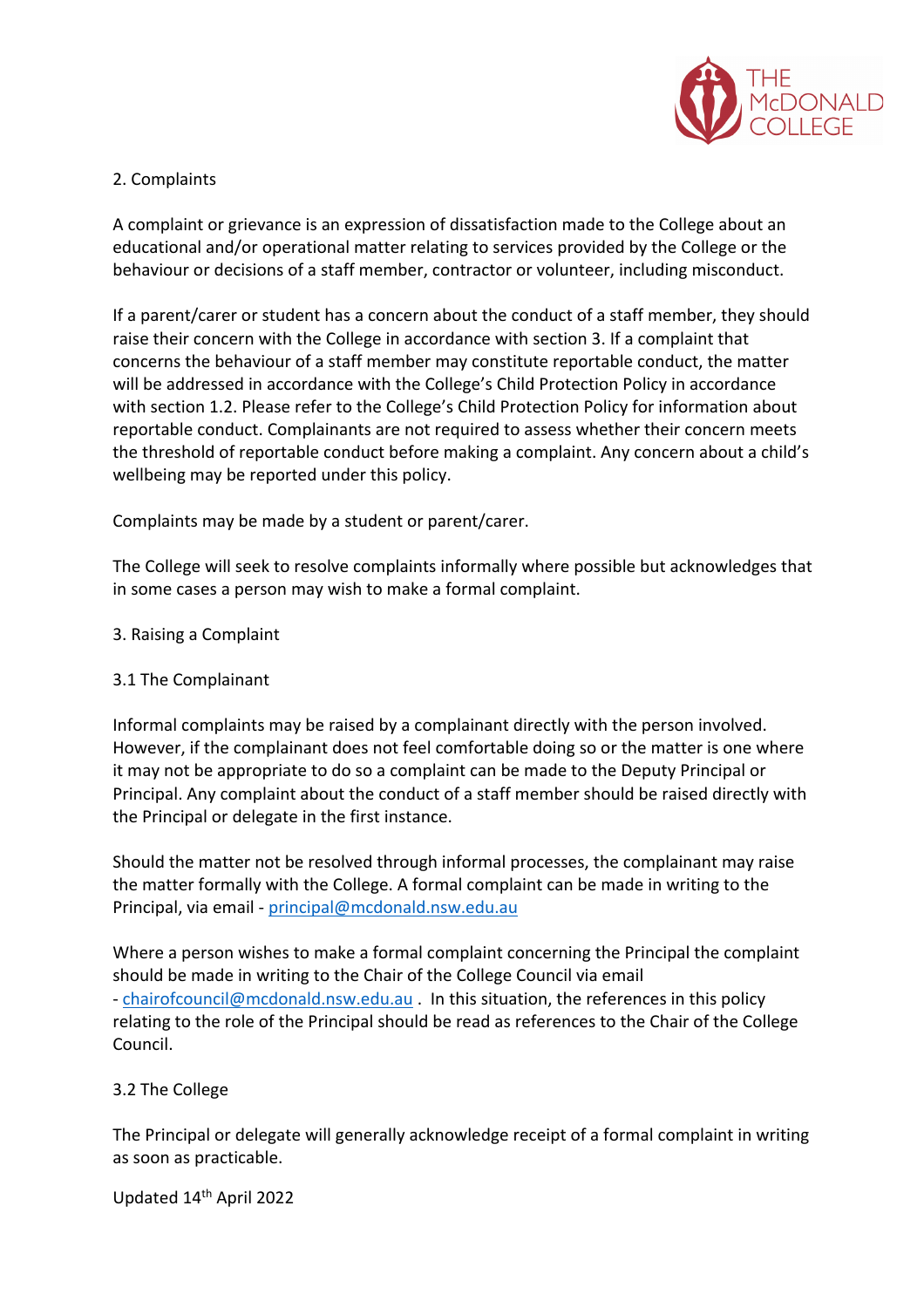## 2. Complaints

A complaint or grievance is an expression of dissatisfaction made to the College about an educational and/or operational matter relating to services provided by the College or the behaviour or decisions of a staff member, contractor or volunteer, including misconduct.

If a parent/carer or student has a concern about the conduct of a staff member, they should raise their concern with the College in accordance with section 3. If a complaint that concerns the behaviour of a staff member may constitute reportable conduct, the matter will be addressed in accordance with the College's Child Protection Policy in accordance with section 1.2. Please refer to the College's Child Protection Policy for information about reportable conduct. Complainants are not required to assess whether their concern meets the threshold of reportable conduct before making a complaint. Any concern about a child's wellbeing may be reported under this policy.

Complaints may be made by a student or parent/carer.

The College will seek to resolve complaints informally where possible but acknowledges that in some cases a person may wish to make a formal complaint.

## 3. Raising a Complaint

### 3.1 The Complainant

Informal complaints may be raised by a complainant directly with the person involved. However, if the complainant does not feel comfortable doing so or the matter is one where it may not be appropriate to do so a complaint can be made to the Deputy Principal or Principal. Any complaint about the conduct of a staff member should be raised directly with the Principal or delegate in the first instance.

Should the matter not be resolved through informal processes, the complainant may raise the matter formally with the College. A formal complaint can be made in writing to the Principal, via email - principal@mcdonald.nsw.edu.au

Where a person wishes to make a formal complaint concerning the Principal the complaint should be made in writing to the Chair of the College Council via email - chairofcouncil@mcdonald.nsw.edu.au . In this situation, the references in this policy relating to the role of the Principal should be read as references to the Chair of the College Council.

### 3.2 The College

The Principal or delegate will generally acknowledge receipt of a formal complaint in writing as soon as practicable.

Updated 14th April 2022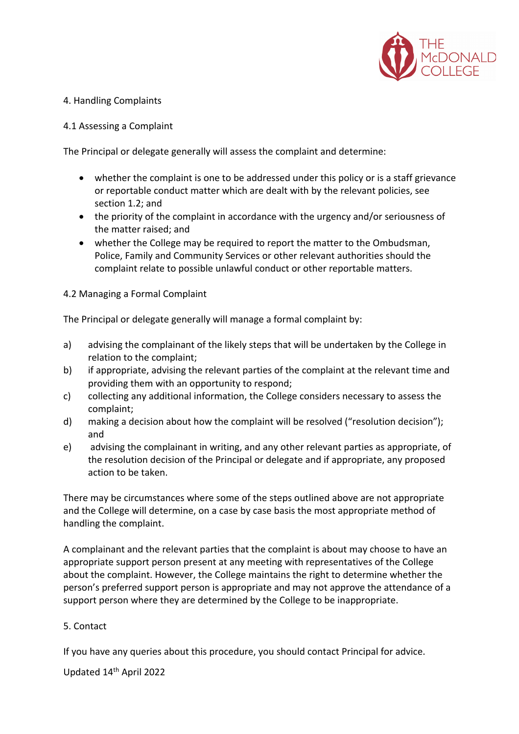## 4. Handling Complaints

### 4.1 Assessing a Complaint

The Principal or delegate generally will assess the complaint and determine:

- whether the complaint is one to be addressed under this policy or is a staff grievance or reportable conduct matter which are dealt with by the relevant policies, see section 1.2; and
- the priority of the complaint in accordance with the urgency and/or seriousness of the matter raised; and
- whether the College may be required to report the matter to the Ombudsman, Police, Family and Community Services or other relevant authorities should the complaint relate to possible unlawful conduct or other reportable matters.

### 4.2 Managing a Formal Complaint

The Principal or delegate generally will manage a formal complaint by:

a) advising the complainant of the likely steps that will be undertaken by the College in relation to the complaint;

b) if appropriate, advising the relevant parties of the complaint at the relevant time and providing them with an opportunity to respond;

c) collecting any additional information, the College considers necessary to assess the complaint;

d) making a decision about how the complaint will be resolved ("resolution decision"); and

e) advising the complainant in writing, and any other relevant parties as appropriate, of the resolution decision of the Principal or delegate and if appropriate, any proposed action to be taken.

There may be circumstances where some of the steps outlined above are not appropriate and the College will determine, on a case by case basis the most appropriate method of handling the complaint.

A complainant and the relevant parties that the complaint is about may choose to have an appropriate support person present at any meeting with representatives of the College about the complaint. However, the College maintains the right to determine whether the person's preferred support person is appropriate and may not approve the attendance of a support person where they are determined by the College to be inappropriate.

## 5. Contact

If you have any queries about this procedure, you should contact Principal for advice.

Updated 14th April 2022